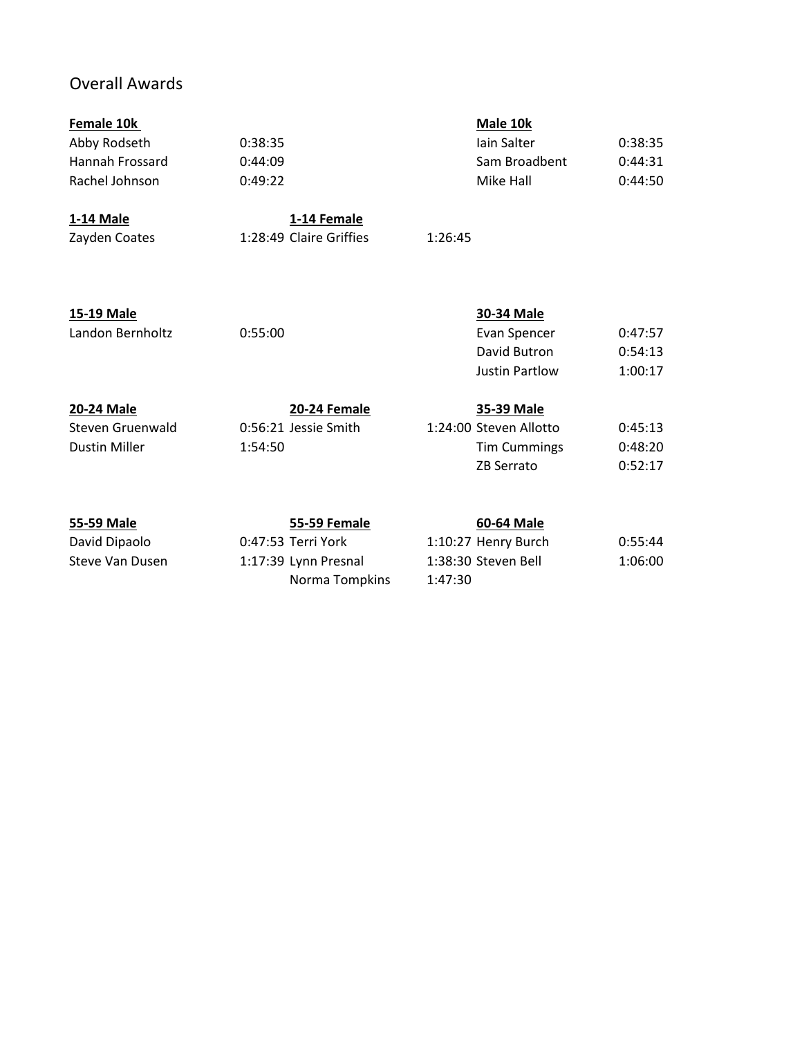# Overall Awards

| **Female 10k** | | | **Male 10k** | |
|---|---|---|---|---|
| Abby Rodseth | 0:38:35 | | Iain Salter | 0:38:35 |
| Hannah Frossard | 0:44:09 | | Sam Broadbent | 0:44:31 |
| Rachel Johnson | 0:49:22 | | Mike Hall | 0:44:50 |

| **1-14 Male** | | **1-14 Female** | |
|---|---|---|---|
| Zayden Coates | 1:28:49 | Claire Griffies | 1:26:45 |

| **15-19 Male** | | **30-34 Male** | |
|---|---|---|---|
| Landon Bernholtz | 0:55:00 | Evan Spencer | 0:47:57 |
| | | David Butron | 0:54:13 |
| | | Justin Partlow | 1:00:17 |

| **20-24 Male** | | **20-24 Female** | | **35-39 Male** | |
|---|---|---|---|---|---|
| Steven Gruenwald | 0:56:21 | Jessie Smith | 1:24:00 | Steven Allotto | 0:45:13 |
| Dustin Miller | 1:54:50 | | | Tim Cummings | 0:48:20 |
| | | | | ZB Serrato | 0:52:17 |

| **55-59 Male** | | **55-59 Female** | | **60-64 Male** | |
|---|---|---|---|---|---|
| David Dipaolo | 0:47:53 | Terri York | 1:10:27 | Henry Burch | 0:55:44 |
| Steve Van Dusen | 1:17:39 | Lynn Presnal | 1:38:30 | Steven Bell | 1:06:00 |
| | | Norma Tompkins | 1:47:30 | | |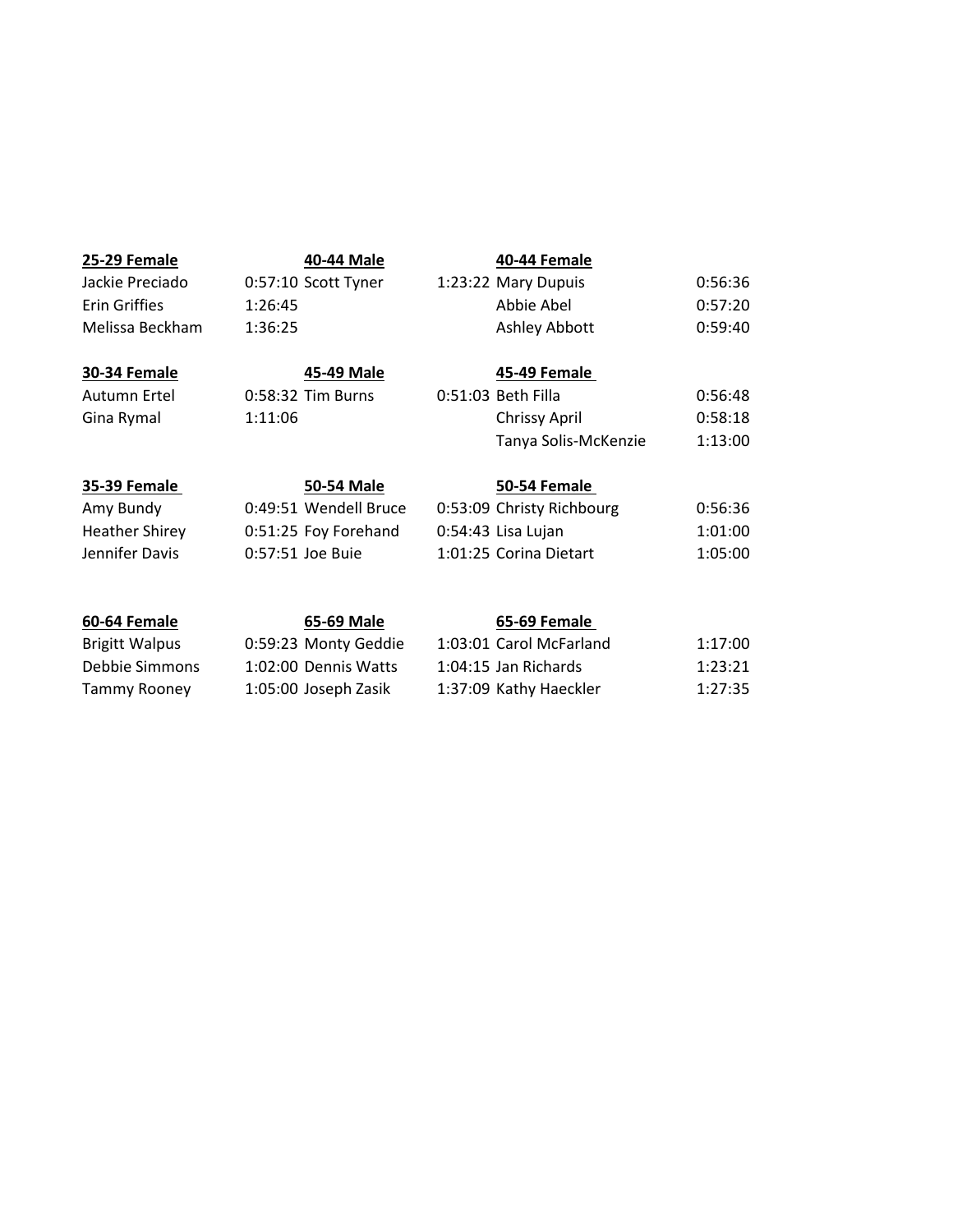| 25-29 Female | | 40-44 Male | | 40-44 Female | |
| --- | --- | --- | --- | --- | --- |
| Jackie Preciado | 0:57:10 | Scott Tyner | 1:23:22 | Mary Dupuis | 0:56:36 |
| Erin Griffies | 1:26:45 | | | Abbie Abel | 0:57:20 |
| Melissa Beckham | 1:36:25 | | | Ashley Abbott | 0:59:40 |

| 30-34 Female | | 45-49 Male | | 45-49 Female | |
| --- | --- | --- | --- | --- | --- |
| Autumn Ertel | 0:58:32 | Tim Burns | 0:51:03 | Beth Filla | 0:56:48 |
| Gina Rymal | 1:11:06 | | | Chrissy April | 0:58:18 |
| | | | | Tanya Solis-McKenzie | 1:13:00 |

| 35-39 Female | | 50-54 Male | | 50-54 Female | |
| --- | --- | --- | --- | --- | --- |
| Amy Bundy | 0:49:51 | Wendell Bruce | 0:53:09 | Christy Richbourg | 0:56:36 |
| Heather Shirey | 0:51:25 | Foy Forehand | 0:54:43 | Lisa Lujan | 1:01:00 |
| Jennifer Davis | 0:57:51 | Joe Buie | 1:01:25 | Corina Dietart | 1:05:00 |

| 60-64 Female | | 65-69 Male | | 65-69 Female | |
| --- | --- | --- | --- | --- | --- |
| Brigitt Walpus | 0:59:23 | Monty Geddie | 1:03:01 | Carol McFarland | 1:17:00 |
| Debbie Simmons | 1:02:00 | Dennis Watts | 1:04:15 | Jan Richards | 1:23:21 |
| Tammy Rooney | 1:05:00 | Joseph Zasik | 1:37:09 | Kathy Haeckler | 1:27:35 |